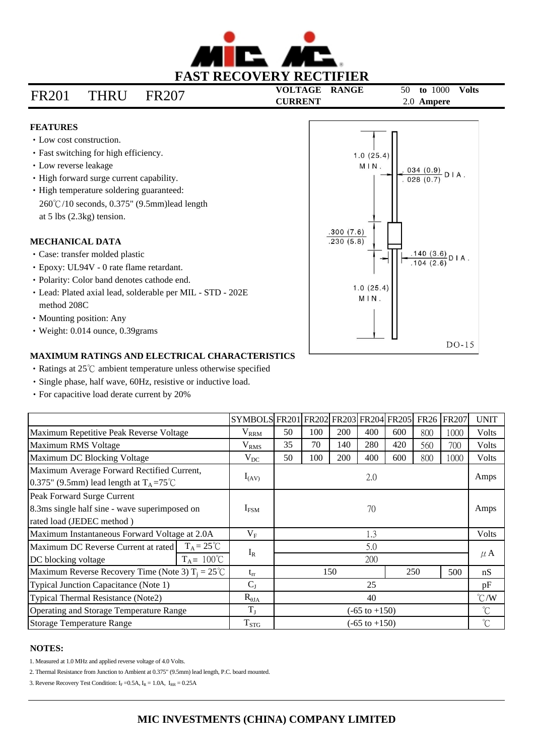# FAST RECOVERY RECTIFIER

## FR201 THRU FR207

**VOLTAGE RANGE** 50 **to** 1000 **Volts**
**CURRENT** 2.0 **Ampere**

### FEATURES

- Low cost construction.
- Fast switching for high efficiency.
- Low reverse leakage
- High forward surge current capability.
- High temperature soldering guaranteed: 260℃/10 seconds, 0.375" (9.5mm)lead length at 5 lbs (2.3kg) tension.

### MECHANICAL DATA

- Case: transfer molded plastic
- Epoxy: UL94V - 0 rate flame retardant.
- Polarity: Color band denotes cathode end.
- Lead: Plated axial lead, solderable per MIL - STD - 202E method 208C
- Mounting position: Any
- Weight: 0.014 ounce, 0.39grams

1.0 (25.4) MIN.
.034 (0.9) / .028 (0.7) DIA.
.300 (7.6) / .230 (5.8)
.140 (3.6) / .104 (2.6) DIA.
1.0 (25.4) MIN.
DO-15

### MAXIMUM RATINGS AND ELECTRICAL CHARACTERISTICS

- Ratings at 25℃ ambient temperature unless otherwise specified
- Single phase, half wave, 60Hz, resistive or inductive load.
- For capacitive load derate current by 20%

| | | SYMBOLS | FR201 | FR202 | FR203 | FR204 | FR205 | FR26 | FR207 | UNIT |
|---|---|---|---|---|---|---|---|---|---|---|
| Maximum Repetitive Peak Reverse Voltage | | $V_{RRM}$ | 50 | 100 | 200 | 400 | 600 | 800 | 1000 | Volts |
| Maximum RMS Voltage | | $V_{RMS}$ | 35 | 70 | 140 | 280 | 420 | 560 | 700 | Volts |
| Maximum DC Blocking Voltage | | $V_{DC}$ | 50 | 100 | 200 | 400 | 600 | 800 | 1000 | Volts |
| Maximum Average Forward Rectified Current, 0.375" (9.5mm) lead length at $T_A$=75℃ | | $I_{(AV)}$ | 2.0 | | | | | | | Amps |
| Peak Forward Surge Current 8.3ms single half sine - wave superimposed on rated load (JEDEC method ) | | $I_{FSM}$ | 70 | | | | | | | Amps |
| Maximum Instantaneous Forward Voltage at 2.0A | | $V_F$ | 1.3 | | | | | | | Volts |
| Maximum DC Reverse Current at rated DC blocking voltage | $T_A$ = 25℃ | $I_R$ | 5.0 | | | | | | | μA |
| | $T_A$ = 100℃ | | 200 | | | | | | | |
| Maximum Reverse Recovery Time (Note 3) $T_j$ = 25℃ | | $t_{rr}$ | 150 | | | | 250 | | 500 | nS |
| Typical Junction Capacitance (Note 1) | | $C_J$ | 25 | | | | | | | pF |
| Typical Thermal Resistance (Note2) | | $R_{\theta JA}$ | 40 | | | | | | | ℃/W |
| Operating and Storage Temperature Range | | $T_J$ | (-65 to +150) | | | | | | | ℃ |
| Storage Temperature Range | | $T_{STG}$ | (-65 to +150) | | | | | | | ℃ |

### NOTES:

1. Measured at 1.0 MHz and applied reverse voltage of 4.0 Volts.
2. Thermal Resistance from Junction to Ambient at 0.375" (9.5mm) lead length, P.C. board mounted.
3. Reverse Recovery Test Condition: $I_F$ =0.5A, $I_R$ = 1.0A, $I_{RR}$ = 0.25A

**MIC INVESTMENTS (CHINA) COMPANY LIMITED**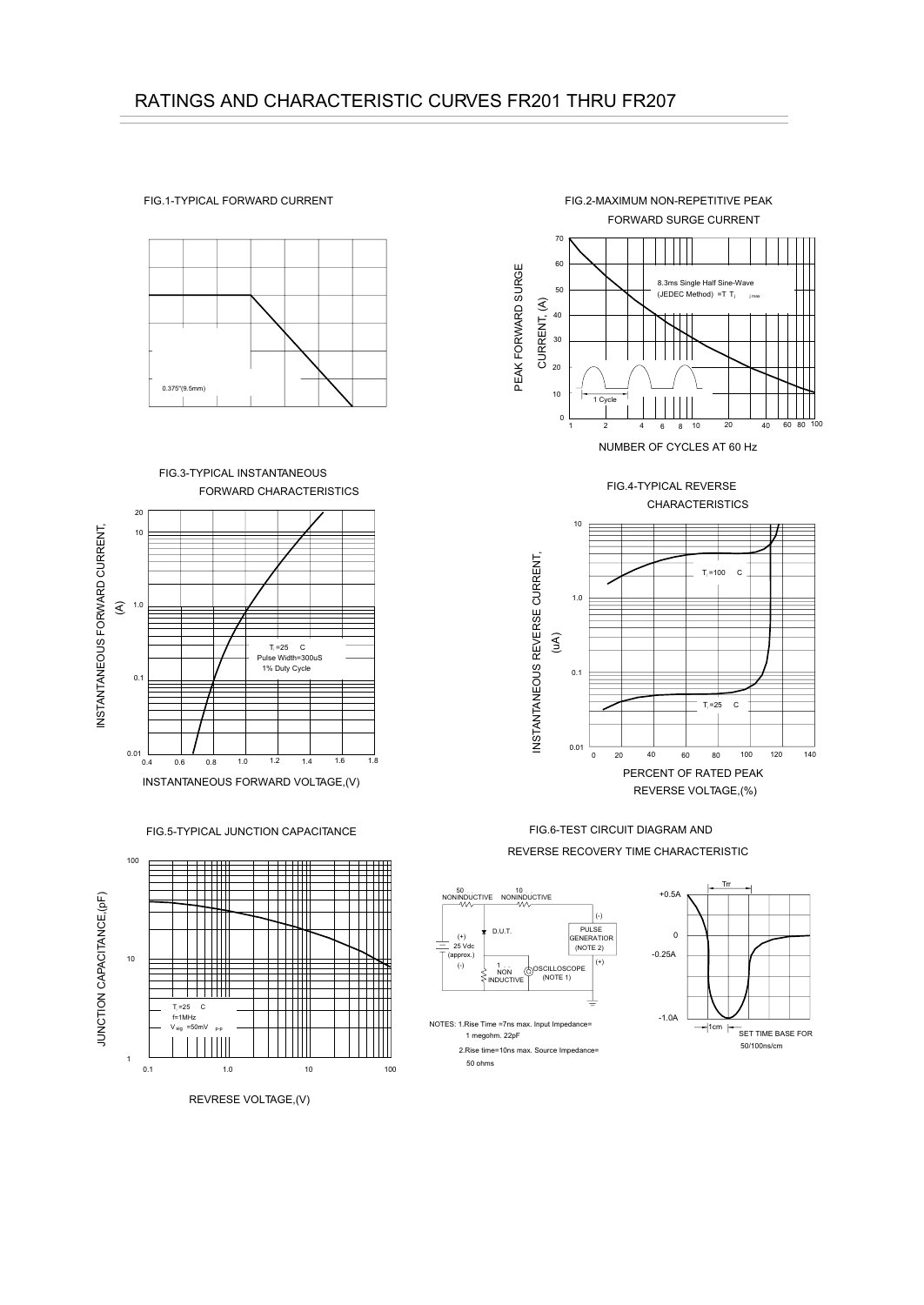# RATINGS AND CHARACTERISTIC CURVES FR201 THRU FR207

FIG.1-TYPICAL FORWARD CURRENT

0.375"(9.5mm)

FIG.2-MAXIMUM NON-REPETITIVE PEAK FORWARD SURGE CURRENT

PEAK FORWARD SURGE CURRENT, (A)

70
60
50
40
30
20
10
0

8.3ms Single Half Sine-Wave
(JEDEC Method) =T $T_{j\,max}$

1 Cycle

1 2 4 6 8 10 20 40 60 80 100

NUMBER OF CYCLES AT 60 Hz

FIG.3-TYPICAL INSTANTANEOUS FORWARD CHARACTERISTICS

INSTANTANEOUS FORWARD CURRENT, (A)

20
10
1.0
0.1
0.01

$T_j$=25 C
Pulse Width=300uS
1% Duty Cycle

0.4 0.6 0.8 1.0 1.2 1.4 1.6 1.8

INSTANTANEOUS FORWARD VOLTAGE,(V)

FIG.4-TYPICAL REVERSE CHARACTERISTICS

INSTANTANEOUS REVERSE CURRENT, (uA)

10
1.0
0.1
0.01

$T_j$=100 C

$T_j$=25 C

0 20 40 60 80 100 120 140

PERCENT OF RATED PEAK REVERSE VOLTAGE,(%)

FIG.5-TYPICAL JUNCTION CAPACITANCE

JUNCTION CAPACITANCE,(pF)

100
10
1

$T_j$=25 C
f=1MHz
$V_{sig}$ =50mV p-p

0.1 1.0 10 100

REVRESE VOLTAGE,(V)

FIG.6-TEST CIRCUIT DIAGRAM AND REVERSE RECOVERY TIME CHARACTERISTIC

50 NONINDUCTIVE
10 NONINDUCTIVE
(-)
(+)
25 Vdc (approx.)
(-)
D.U.T.
PULSE GENERATOR (NOTE 2)
(+)
1 NON INDUCTIVE
OSCILLOSCOPE (NOTE 1)

NOTES: 1.Rise Time =7ns max. Input Impedance= 1 megohm. 22pF

2.Rise time=10ns max. Source Impedance= 50 ohms

Trr

+0.5A
0
-0.25A
-1.0A

1cm

SET TIME BASE FOR 50/100ns/cm